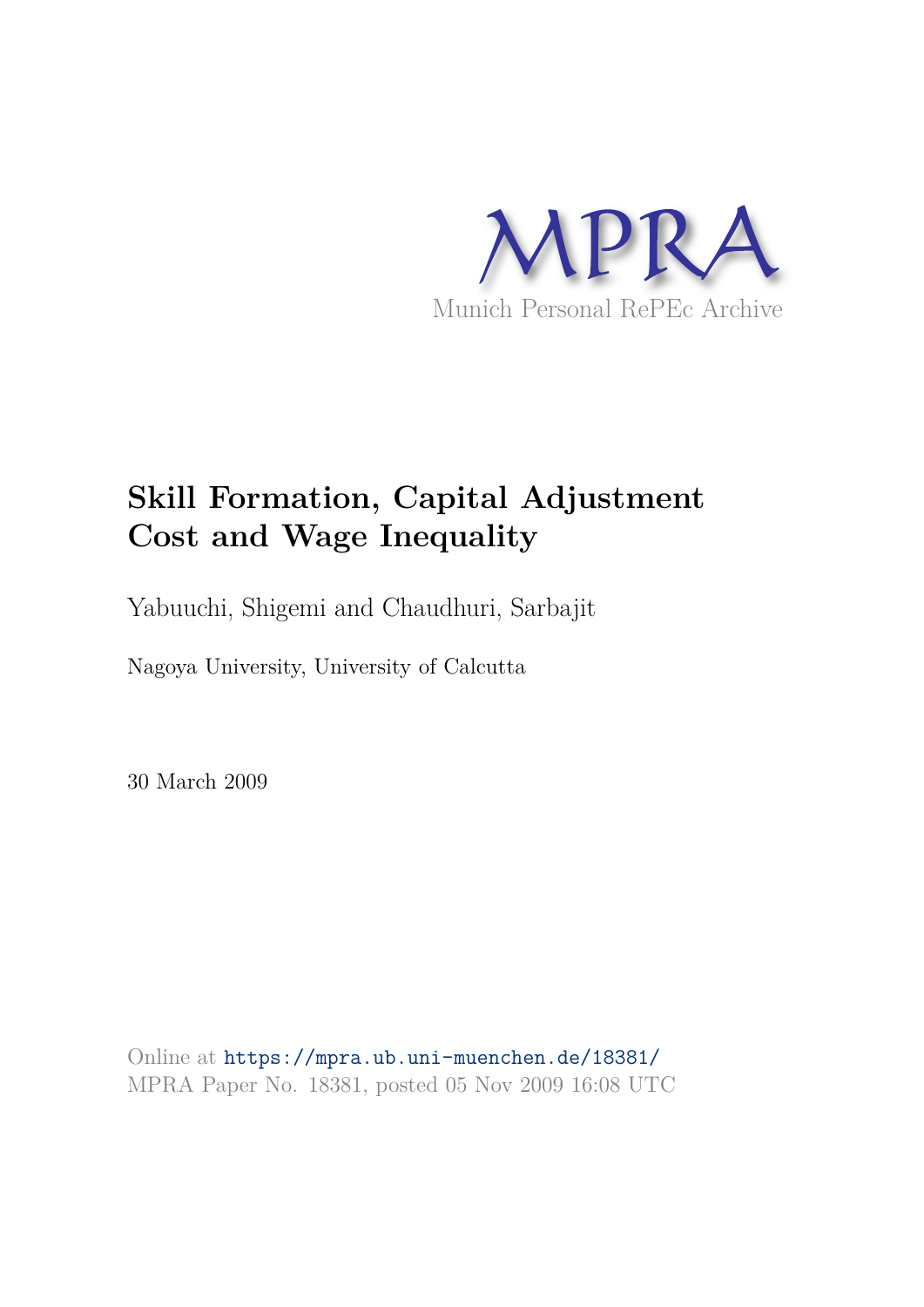MPRA

Munich Personal RePEc Archive

# Skill Formation, Capital Adjustment Cost and Wage Inequality

Yabuuchi, Shigemi and Chaudhuri, Sarbajit

Nagoya University, University of Calcutta

30 March 2009

Online at https://mpra.ub.uni-muenchen.de/18381/
MPRA Paper No. 18381, posted 05 Nov 2009 16:08 UTC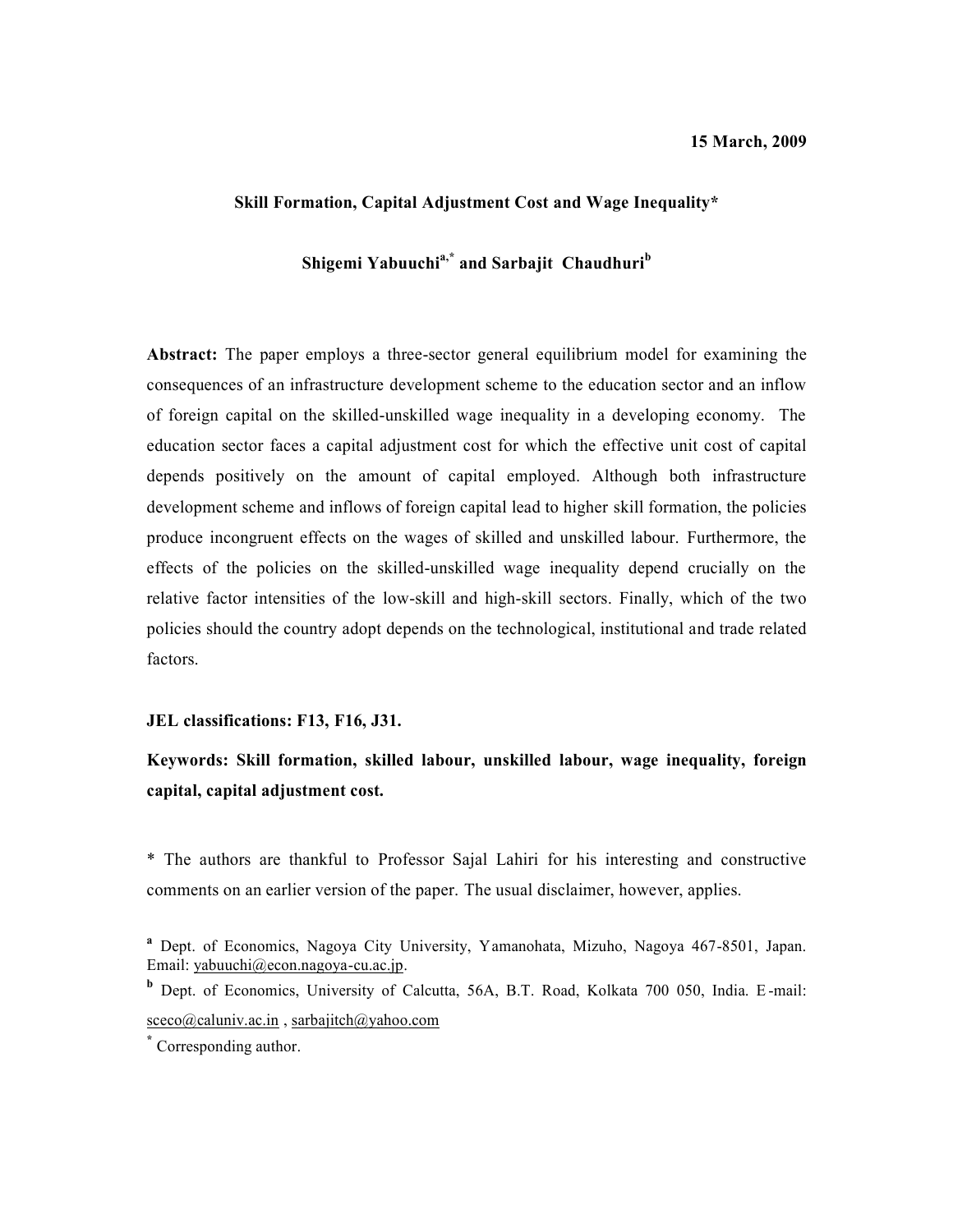15 March, 2009

# Skill Formation, Capital Adjustment Cost and Wage Inequality*

**Shigemi Yabuuchi[a,*] and Sarbajit Chaudhuri[b]**

**Abstract:** The paper employs a three-sector general equilibrium model for examining the consequences of an infrastructure development scheme to the education sector and an inflow of foreign capital on the skilled-unskilled wage inequality in a developing economy. The education sector faces a capital adjustment cost for which the effective unit cost of capital depends positively on the amount of capital employed. Although both infrastructure development scheme and inflows of foreign capital lead to higher skill formation, the policies produce incongruent effects on the wages of skilled and unskilled labour. Furthermore, the effects of the policies on the skilled-unskilled wage inequality depend crucially on the relative factor intensities of the low-skill and high-skill sectors. Finally, which of the two policies should the country adopt depends on the technological, institutional and trade related factors.

**JEL classifications: F13, F16, J31.**

**Keywords: Skill formation, skilled labour, unskilled labour, wage inequality, foreign capital, capital adjustment cost.**

* The authors are thankful to Professor Sajal Lahiri for his interesting and constructive comments on an earlier version of the paper. The usual disclaimer, however, applies.

[a] Dept. of Economics, Nagoya City University, Yamanohata, Mizuho, Nagoya 467-8501, Japan. Email: yabuuchi@econ.nagoya-cu.ac.jp.

[b] Dept. of Economics, University of Calcutta, 56A, B.T. Road, Kolkata 700 050, India. E-mail: sceco@caluniv.ac.in , sarbajitch@yahoo.com

[*] Corresponding author.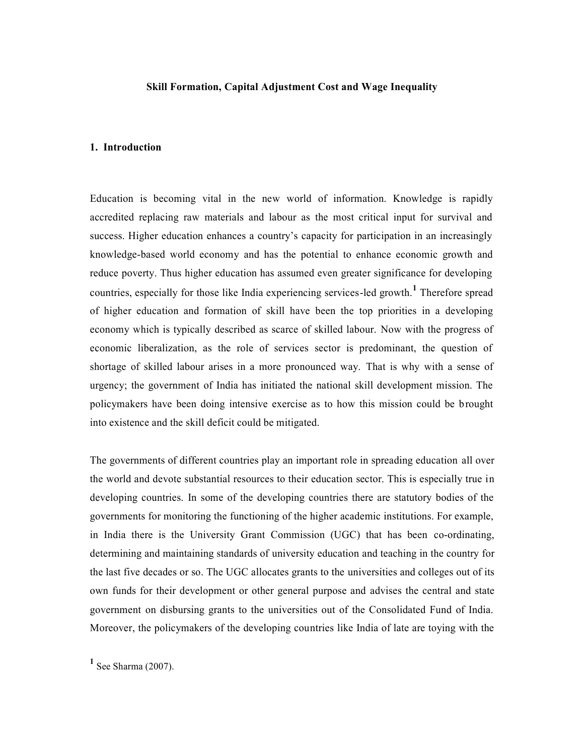# Skill Formation, Capital Adjustment Cost and Wage Inequality

## 1. Introduction

Education is becoming vital in the new world of information. Knowledge is rapidly accredited replacing raw materials and labour as the most critical input for survival and success. Higher education enhances a country's capacity for participation in an increasingly knowledge-based world economy and has the potential to enhance economic growth and reduce poverty. Thus higher education has assumed even greater significance for developing countries, especially for those like India experiencing services-led growth.[1] Therefore spread of higher education and formation of skill have been the top priorities in a developing economy which is typically described as scarce of skilled labour. Now with the progress of economic liberalization, as the role of services sector is predominant, the question of shortage of skilled labour arises in a more pronounced way. That is why with a sense of urgency; the government of India has initiated the national skill development mission. The policymakers have been doing intensive exercise as to how this mission could be brought into existence and the skill deficit could be mitigated.

The governments of different countries play an important role in spreading education all over the world and devote substantial resources to their education sector. This is especially true in developing countries. In some of the developing countries there are statutory bodies of the governments for monitoring the functioning of the higher academic institutions. For example, in India there is the University Grant Commission (UGC) that has been co-ordinating, determining and maintaining standards of university education and teaching in the country for the last five decades or so. The UGC allocates grants to the universities and colleges out of its own funds for their development or other general purpose and advises the central and state government on disbursing grants to the universities out of the Consolidated Fund of India. Moreover, the policymakers of the developing countries like India of late are toying with the

[1] See Sharma (2007).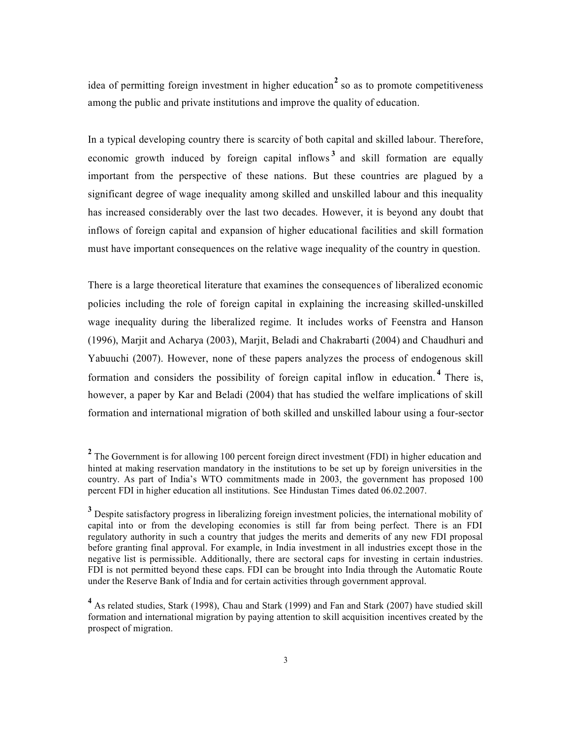idea of permitting foreign investment in higher education[2] so as to promote competitiveness among the public and private institutions and improve the quality of education.

In a typical developing country there is scarcity of both capital and skilled labour. Therefore, economic growth induced by foreign capital inflows[3] and skill formation are equally important from the perspective of these nations. But these countries are plagued by a significant degree of wage inequality among skilled and unskilled labour and this inequality has increased considerably over the last two decades. However, it is beyond any doubt that inflows of foreign capital and expansion of higher educational facilities and skill formation must have important consequences on the relative wage inequality of the country in question.

There is a large theoretical literature that examines the consequences of liberalized economic policies including the role of foreign capital in explaining the increasing skilled-unskilled wage inequality during the liberalized regime. It includes works of Feenstra and Hanson (1996), Marjit and Acharya (2003), Marjit, Beladi and Chakrabarti (2004) and Chaudhuri and Yabuuchi (2007). However, none of these papers analyzes the process of endogenous skill formation and considers the possibility of foreign capital inflow in education.[4] There is, however, a paper by Kar and Beladi (2004) that has studied the welfare implications of skill formation and international migration of both skilled and unskilled labour using a four-sector

[2] The Government is for allowing 100 percent foreign direct investment (FDI) in higher education and hinted at making reservation mandatory in the institutions to be set up by foreign universities in the country. As part of India's WTO commitments made in 2003, the government has proposed 100 percent FDI in higher education all institutions. See Hindustan Times dated 06.02.2007.

[3] Despite satisfactory progress in liberalizing foreign investment policies, the international mobility of capital into or from the developing economies is still far from being perfect. There is an FDI regulatory authority in such a country that judges the merits and demerits of any new FDI proposal before granting final approval. For example, in India investment in all industries except those in the negative list is permissible. Additionally, there are sectoral caps for investing in certain industries. FDI is not permitted beyond these caps. FDI can be brought into India through the Automatic Route under the Reserve Bank of India and for certain activities through government approval.

[4] As related studies, Stark (1998), Chau and Stark (1999) and Fan and Stark (2007) have studied skill formation and international migration by paying attention to skill acquisition incentives created by the prospect of migration.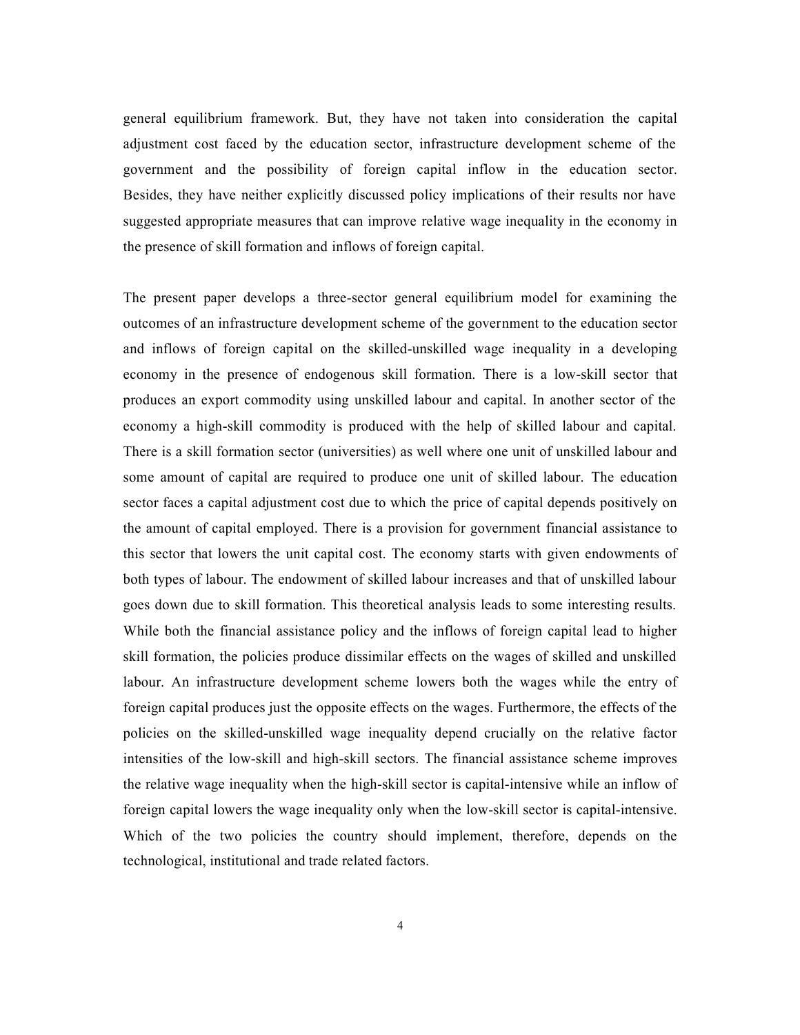general equilibrium framework. But, they have not taken into consideration the capital adjustment cost faced by the education sector, infrastructure development scheme of the government and the possibility of foreign capital inflow in the education sector. Besides, they have neither explicitly discussed policy implications of their results nor have suggested appropriate measures that can improve relative wage inequality in the economy in the presence of skill formation and inflows of foreign capital.

The present paper develops a three-sector general equilibrium model for examining the outcomes of an infrastructure development scheme of the government to the education sector and inflows of foreign capital on the skilled-unskilled wage inequality in a developing economy in the presence of endogenous skill formation. There is a low-skill sector that produces an export commodity using unskilled labour and capital. In another sector of the economy a high-skill commodity is produced with the help of skilled labour and capital. There is a skill formation sector (universities) as well where one unit of unskilled labour and some amount of capital are required to produce one unit of skilled labour. The education sector faces a capital adjustment cost due to which the price of capital depends positively on the amount of capital employed. There is a provision for government financial assistance to this sector that lowers the unit capital cost. The economy starts with given endowments of both types of labour. The endowment of skilled labour increases and that of unskilled labour goes down due to skill formation. This theoretical analysis leads to some interesting results. While both the financial assistance policy and the inflows of foreign capital lead to higher skill formation, the policies produce dissimilar effects on the wages of skilled and unskilled labour. An infrastructure development scheme lowers both the wages while the entry of foreign capital produces just the opposite effects on the wages. Furthermore, the effects of the policies on the skilled-unskilled wage inequality depend crucially on the relative factor intensities of the low-skill and high-skill sectors. The financial assistance scheme improves the relative wage inequality when the high-skill sector is capital-intensive while an inflow of foreign capital lowers the wage inequality only when the low-skill sector is capital-intensive. Which of the two policies the country should implement, therefore, depends on the technological, institutional and trade related factors.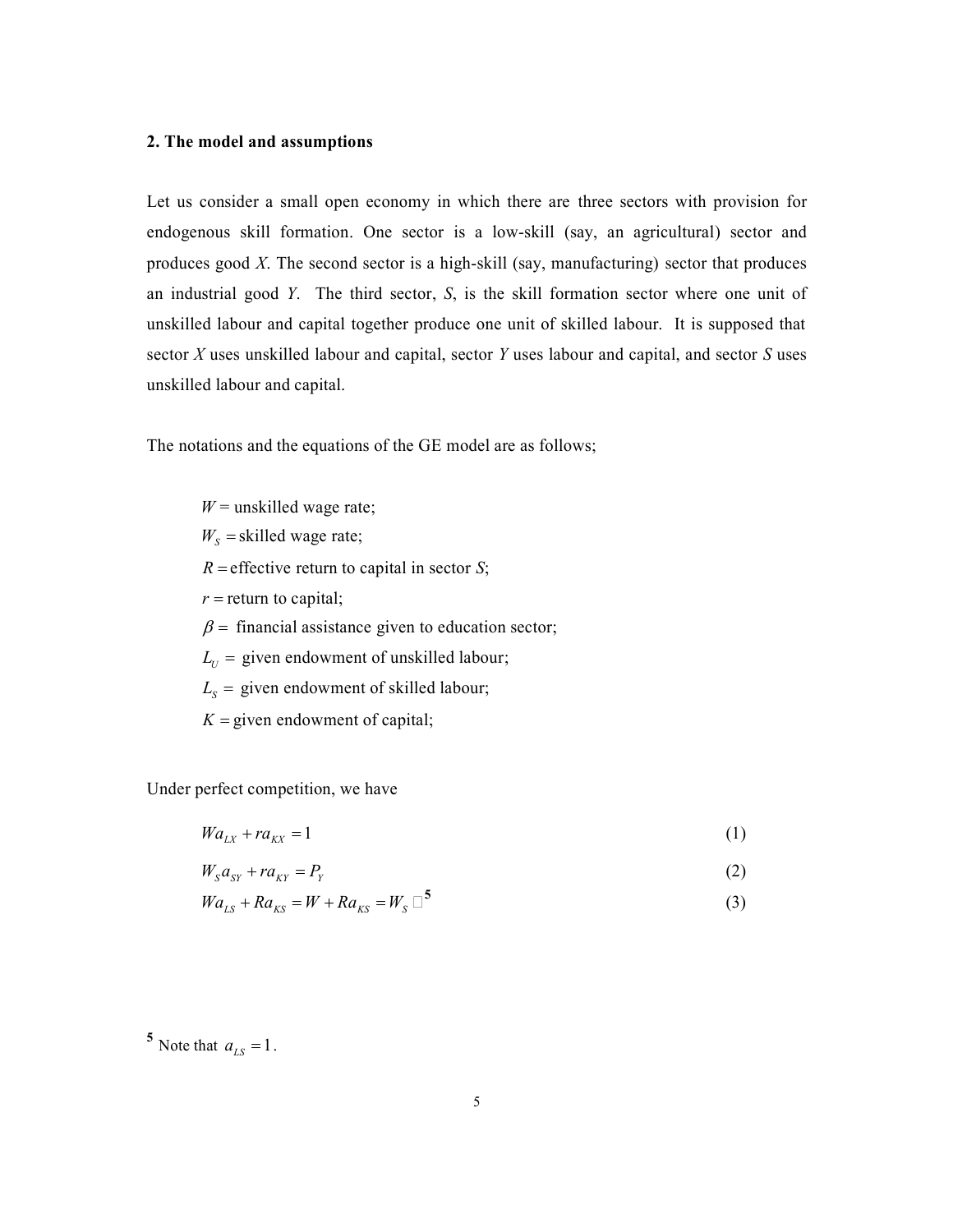### 2. The model and assumptions

Let us consider a small open economy in which there are three sectors with provision for endogenous skill formation. One sector is a low-skill (say, an agricultural) sector and produces good *X*. The second sector is a high-skill (say, manufacturing) sector that produces an industrial good *Y*. The third sector, *S*, is the skill formation sector where one unit of unskilled labour and capital together produce one unit of skilled labour. It is supposed that sector *X* uses unskilled labour and capital, sector *Y* uses labour and capital, and sector *S* uses unskilled labour and capital.

The notations and the equations of the GE model are as follows;

$W$ = unskilled wage rate;

$W_S$ = skilled wage rate;

$R$ = effective return to capital in sector *S*;

$r$ = return to capital;

$\beta$ = financial assistance given to education sector;

$L_U$ = given endowment of unskilled labour;

$L_S$ = given endowment of skilled labour;

$K$ = given endowment of capital;

Under perfect competition, we have

$$Wa_{LX} + ra_{KX} = 1 \tag{1}$$

$$W_S a_{SY} + ra_{KY} = P_Y \tag{2}$$

$$Wa_{LS} + Ra_{KS} = W + Ra_{KS} = W_S \text{ [5]} \tag{3}$$

[5] Note that $a_{LS} = 1$.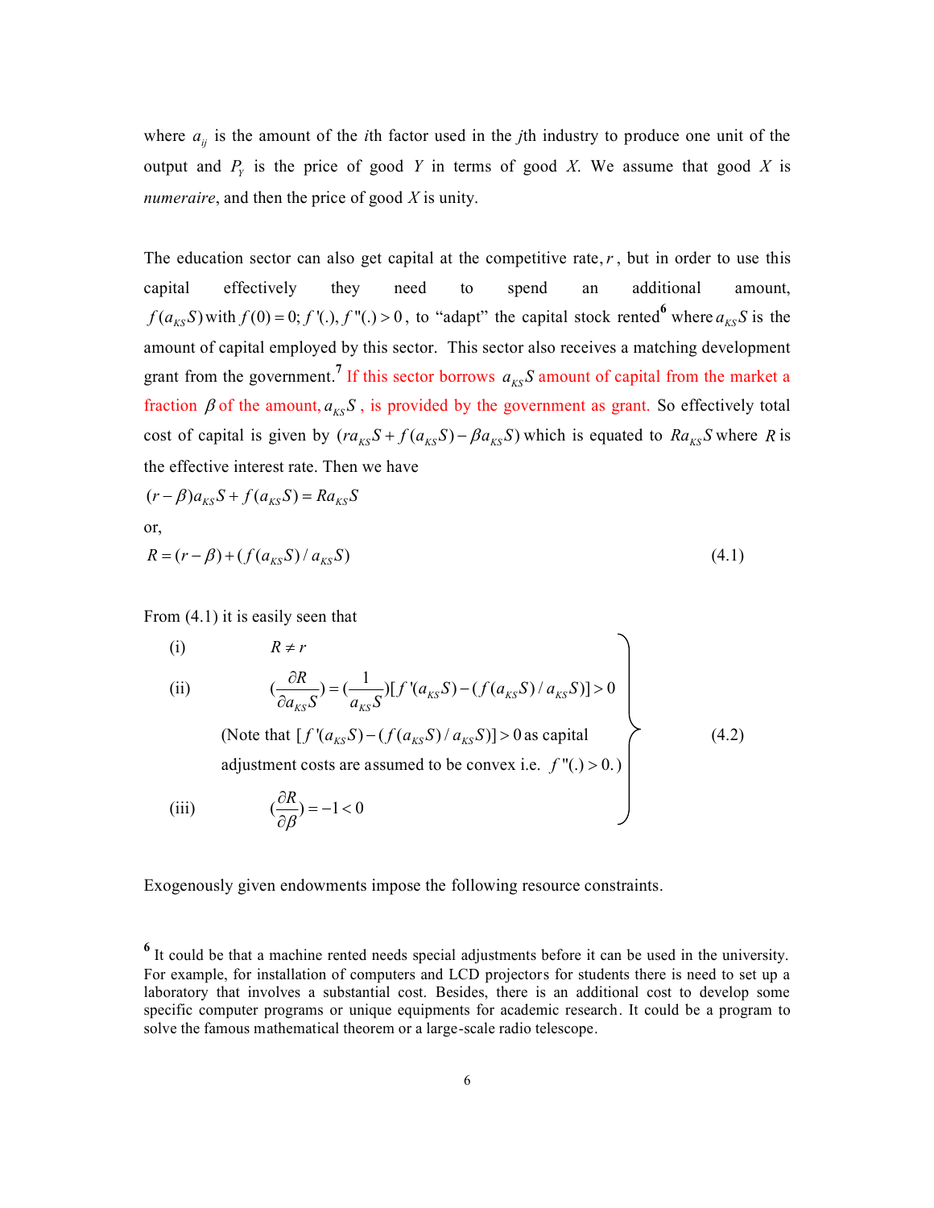where $a_{ij}$ is the amount of the *i*th factor used in the *j*th industry to produce one unit of the output and $P_Y$ is the price of good *Y* in terms of good *X*. We assume that good *X* is *numeraire*, and then the price of good *X* is unity.

The education sector can also get capital at the competitive rate, $r$, but in order to use this capital effectively they need to spend an additional amount, $f(a_{KS}S)$ with $f(0)=0; f'(.), f''(.)>0$, to "adapt" the capital stock rented[6] where $a_{KS}S$ is the amount of capital employed by this sector. This sector also receives a matching development grant from the government.[7] If this sector borrows $a_{KS}S$ amount of capital from the market a fraction $\beta$ of the amount, $a_{KS}S$, is provided by the government as grant. So effectively total cost of capital is given by $(ra_{KS}S + f(a_{KS}S) - \beta a_{KS}S)$ which is equated to $Ra_{KS}S$ where $R$ is the effective interest rate. Then we have

$$(r-\beta)a_{KS}S + f(a_{KS}S) = Ra_{KS}S$$

or,

$$R = (r-\beta) + (f(a_{KS}S)/a_{KS}S) \tag{4.1}$$

From (4.1) it is easily seen that

$$\left.\begin{array}{ll}
\text{(i)} & R \neq r \\[6pt]
\text{(ii)} & \left(\dfrac{\partial R}{\partial a_{KS}S}\right) = \left(\dfrac{1}{a_{KS}S}\right)[f'(a_{KS}S) - (f(a_{KS}S)/a_{KS}S)] > 0 \\[6pt]
 & \text{(Note that } [f'(a_{KS}S) - (f(a_{KS}S)/a_{KS}S)] > 0 \text{ as capital} \\
 & \text{adjustment costs are assumed to be convex i.e. } f''(.) > 0.) \\[6pt]
\text{(iii)} & \left(\dfrac{\partial R}{\partial \beta}\right) = -1 < 0
\end{array}\right\} \tag{4.2}$$

Exogenously given endowments impose the following resource constraints.

---

[6] It could be that a machine rented needs special adjustments before it can be used in the university. For example, for installation of computers and LCD projectors for students there is need to set up a laboratory that involves a substantial cost. Besides, there is an additional cost to develop some specific computer programs or unique equipments for academic research. It could be a program to solve the famous mathematical theorem or a large-scale radio telescope.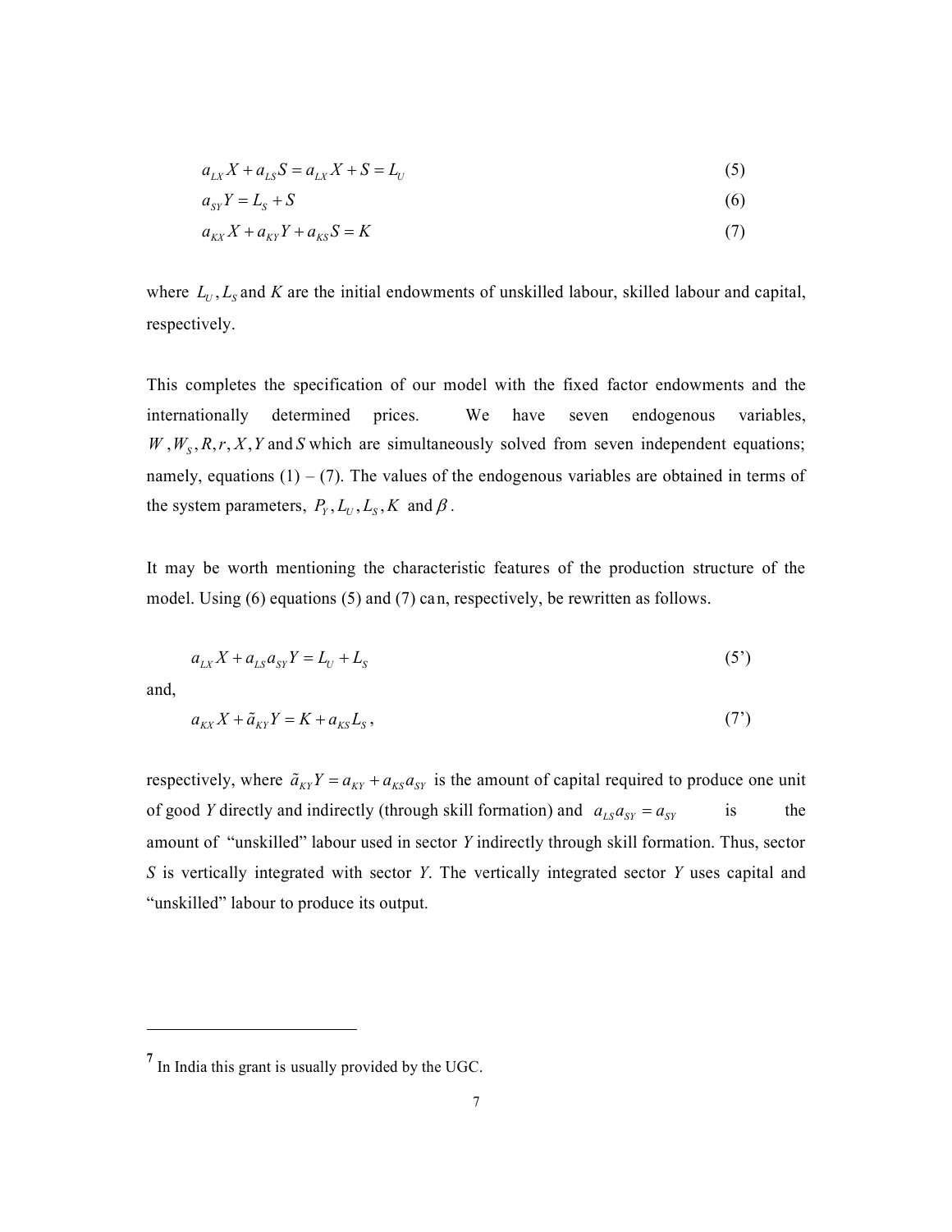$$a_{LX}X + a_{LS}S = a_{LX}X + S = L_U \tag{5}$$

$$a_{SY}Y = L_S + S \tag{6}$$

$$a_{KX}X + a_{KY}Y + a_{KS}S = K \tag{7}$$

where $L_U, L_S$ and $K$ are the initial endowments of unskilled labour, skilled labour and capital, respectively.

This completes the specification of our model with the fixed factor endowments and the internationally determined prices. We have seven endogenous variables, $W, W_S, R, r, X, Y$ and $S$ which are simultaneously solved from seven independent equations; namely, equations (1) – (7). The values of the endogenous variables are obtained in terms of the system parameters, $P_Y, L_U, L_S, K$ and $\beta$.

It may be worth mentioning the characteristic features of the production structure of the model. Using (6) equations (5) and (7) can, respectively, be rewritten as follows.

$$a_{LX}X + a_{LS}a_{SY}Y = L_U + L_S \tag{5'}$$

and,

$$a_{KX}X + \tilde{a}_{KY}Y = K + a_{KS}L_S, \tag{7'}$$

respectively, where $\tilde{a}_{KY}Y = a_{KY} + a_{KS}a_{SY}$ is the amount of capital required to produce one unit of good $Y$ directly and indirectly (through skill formation) and $a_{LS}a_{SY} = a_{SY}$ is the amount of "unskilled" labour used in sector $Y$ indirectly through skill formation. Thus, sector $S$ is vertically integrated with sector $Y$. The vertically integrated sector $Y$ uses capital and "unskilled" labour to produce its output.

---

[7] In India this grant is usually provided by the UGC.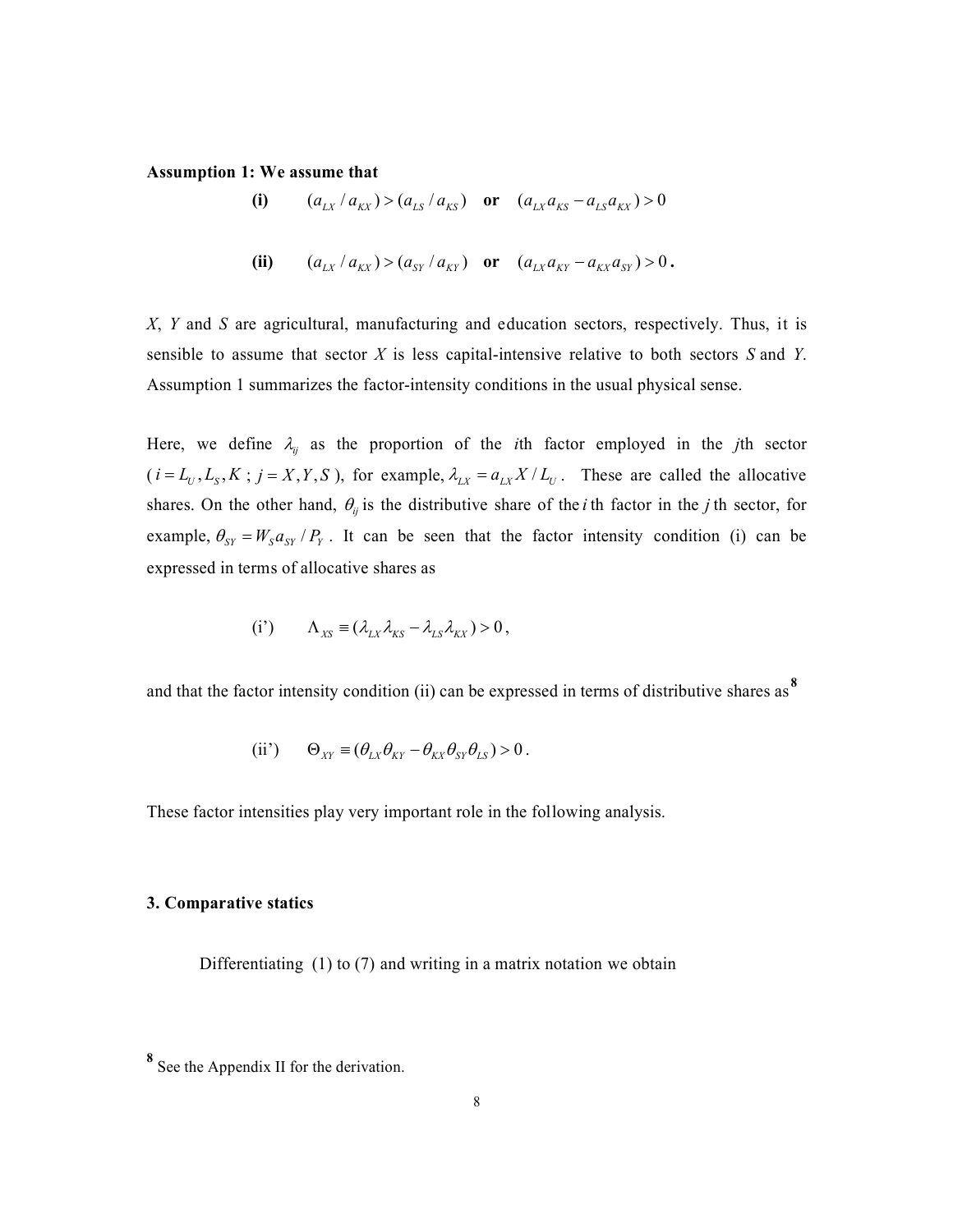**Assumption 1: We assume that**

**(i)** $\quad (a_{LX} / a_{KX}) > (a_{LS} / a_{KS})$ **or** $(a_{LX} a_{KS} - a_{LS} a_{KX}) > 0$

**(ii)** $\quad (a_{LX} / a_{KX}) > (a_{SY} / a_{KY})$ **or** $(a_{LX} a_{KY} - a_{KX} a_{SY}) > 0$ **.**

*X*, *Y* and *S* are agricultural, manufacturing and education sectors, respectively. Thus, it is sensible to assume that sector *X* is less capital-intensive relative to both sectors *S* and *Y*. Assumption 1 summarizes the factor-intensity conditions in the usual physical sense.

Here, we define $\lambda_{ij}$ as the proportion of the *i*th factor employed in the *j*th sector ($i = L_U, L_S, K$ ; $j = X, Y, S$), for example, $\lambda_{LX} = a_{LX} X / L_U$. These are called the allocative shares. On the other hand, $\theta_{ij}$ is the distributive share of the $i$ th factor in the $j$ th sector, for example, $\theta_{SY} = W_S a_{SY} / P_Y$. It can be seen that the factor intensity condition (i) can be expressed in terms of allocative shares as

$$\text{(i')} \qquad \Lambda_{XS} \equiv (\lambda_{LX}\lambda_{KS} - \lambda_{LS}\lambda_{KX}) > 0,$$

and that the factor intensity condition (ii) can be expressed in terms of distributive shares as[8]

$$\text{(ii')} \qquad \Theta_{XY} \equiv (\theta_{LX}\theta_{KY} - \theta_{KX}\theta_{SY}\theta_{LS}) > 0.$$

These factor intensities play very important role in the following analysis.

### 3. Comparative statics

Differentiating (1) to (7) and writing in a matrix notation we obtain

[8] See the Appendix II for the derivation.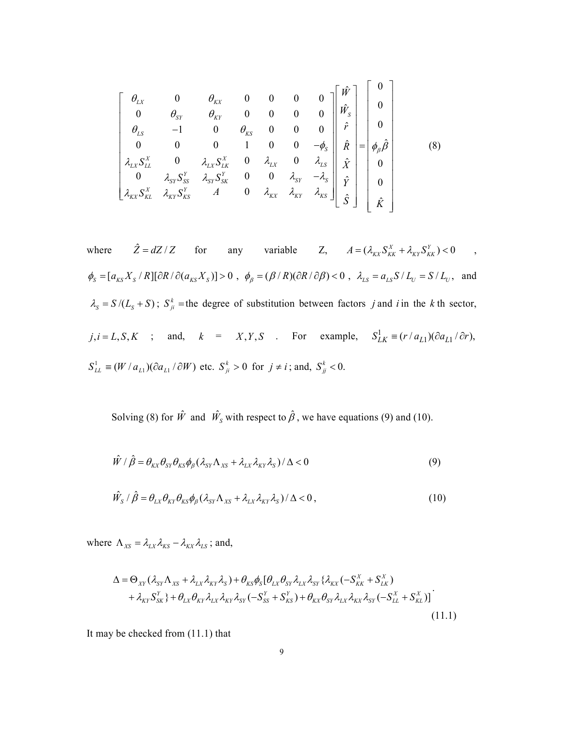$$\begin{bmatrix} \theta_{LX} & 0 & \theta_{KX} & 0 & 0 & 0 & 0 \\ 0 & \theta_{SY} & \theta_{KY} & 0 & 0 & 0 & 0 \\ \theta_{LS} & -1 & 0 & \theta_{KS} & 0 & 0 & 0 \\ 0 & 0 & 0 & 1 & 0 & 0 & -\phi_S \\ \lambda_{LX} S_{LL}^X & 0 & \lambda_{LX} S_{LK}^X & 0 & \lambda_{LX} & 0 & \lambda_{LS} \\ 0 & \lambda_{SY} S_{SS}^Y & \lambda_{SY} S_{SK}^Y & 0 & 0 & \lambda_{SY} & -\lambda_S \\ \lambda_{KX} S_{KL}^X & \lambda_{KY} S_{KS}^Y & A & 0 & \lambda_{KX} & \lambda_{KY} & \lambda_{KS} \end{bmatrix} \begin{bmatrix} \hat{W} \\ \hat{W}_S \\ \hat{r} \\ \hat{R} \\ \hat{X} \\ \hat{Y} \\ \hat{S} \end{bmatrix} = \begin{bmatrix} 0 \\ 0 \\ 0 \\ \phi_\beta \hat{\beta} \\ 0 \\ 0 \\ \hat{K} \end{bmatrix} \qquad (8)$$

where $\hat{Z} = dZ/Z$ for any variable Z, $A = (\lambda_{KX} S_{KK}^X + \lambda_{KY} S_{KK}^Y) < 0$, $\phi_S = [a_{KS} X_S / R][\partial R / \partial (a_{KS} X_S)] > 0$, $\phi_\beta = (\beta / R)(\partial R / \partial \beta) < 0$, $\lambda_{LS} = a_{LS} S / L_U = S / L_U$, and $\lambda_S = S/(L_S + S)$; $S_{ji}^k =$ the degree of substitution between factors $j$ and $i$ in the $k$th sector, $j, i = L, S, K$; and, $k = X, Y, S$. For example, $S_{LK}^1 \equiv (r / a_{L1})(\partial a_{L1} / \partial r)$, $S_{LL}^1 \equiv (W / a_{L1})(\partial a_{L1} / \partial W)$ etc. $S_{ji}^k > 0$ for $j \neq i$; and, $S_{jj}^k < 0$.

Solving (8) for $\hat{W}$ and $\hat{W}_S$ with respect to $\hat{\beta}$, we have equations (9) and (10).

$$\hat{W} / \hat{\beta} = \theta_{KX} \theta_{SY} \theta_{KS} \phi_\beta (\lambda_{SY} \Lambda_{XS} + \lambda_{LX} \lambda_{KY} \lambda_S) / \Delta < 0 \qquad (9)$$

$$\hat{W}_S / \hat{\beta} = \theta_{LX} \theta_{KY} \theta_{KS} \phi_\beta (\lambda_{SY} \Lambda_{XS} + \lambda_{LX} \lambda_{KY} \lambda_S) / \Delta < 0, \qquad (10)$$

where $\Lambda_{XS} = \lambda_{LX} \lambda_{KS} - \lambda_{KX} \lambda_{LS}$; and,

$$\begin{aligned} \Delta = \Theta_{XY} (\lambda_{SY} \Lambda_{XS} + \lambda_{LX} \lambda_{KY} \lambda_S) + \theta_{KS} \phi_S [\theta_{LX} \theta_{SY} \lambda_{LX} \lambda_{SY} \{\lambda_{KX} (-S_{KK}^X + S_{LK}^X) \\ + \lambda_{KY} S_{SK}^Y\} + \theta_{LX} \theta_{KY} \lambda_{LX} \lambda_{KY} \lambda_{SY} (-S_{SS}^Y + S_{KS}^Y) + \theta_{KX} \theta_{SY} \lambda_{LX} \lambda_{KX} \lambda_{SY} (-S_{LL}^X + S_{KL}^X)] \end{aligned} . \qquad (11.1)$$

It may be checked from (11.1) that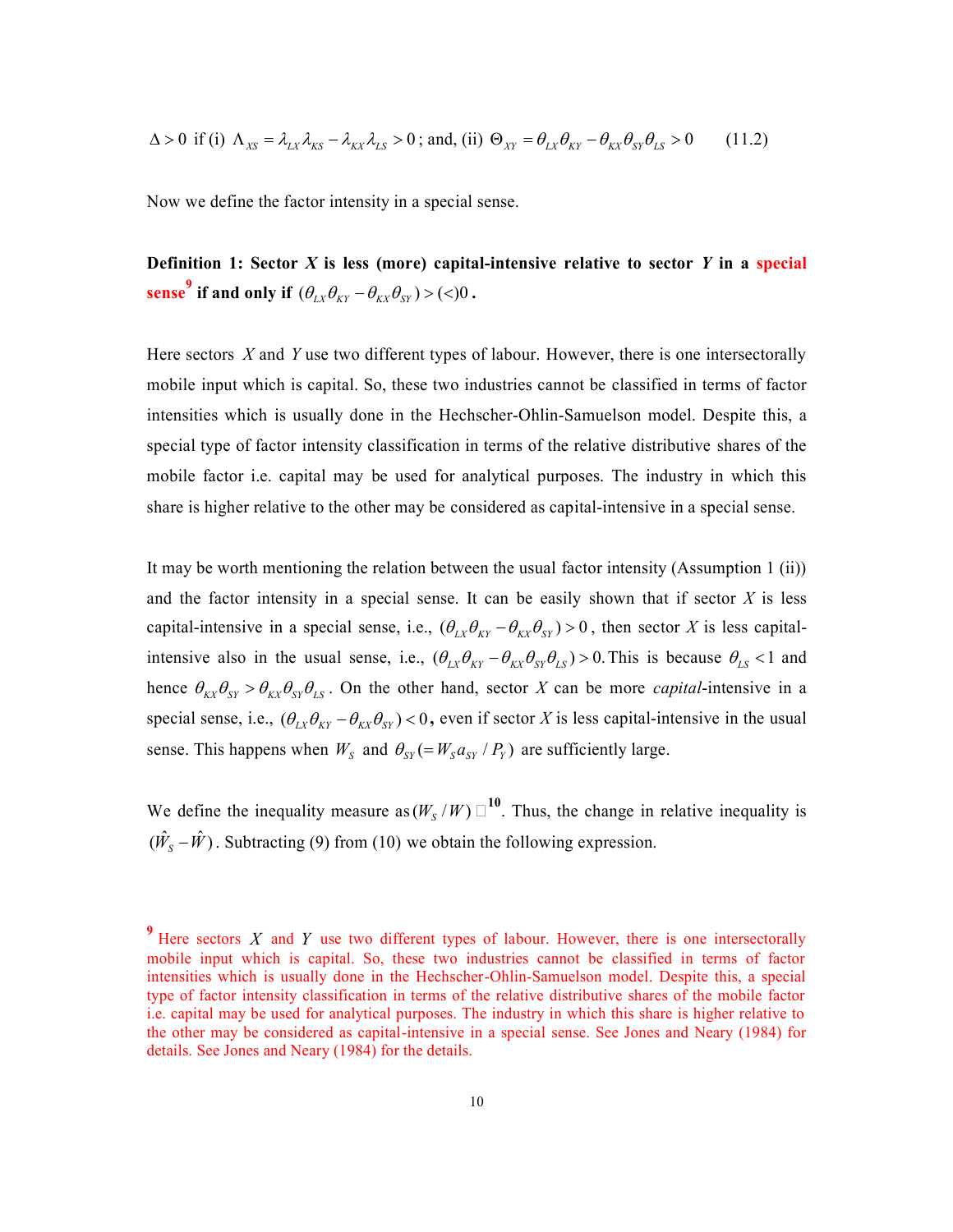$$\Delta > 0 \text{ if (i) } \Lambda_{XS} = \lambda_{LX}\lambda_{KS} - \lambda_{KX}\lambda_{LS} > 0\text{; and, (ii) } \Theta_{XY} = \theta_{LX}\theta_{KY} - \theta_{KX}\theta_{SY}\theta_{LS} > 0 \qquad (11.2)$$

Now we define the factor intensity in a special sense.

**Definition 1: Sector $X$ is less (more) capital-intensive relative to sector $Y$ in a special sense[9] if and only if $(\theta_{LX}\theta_{KY} - \theta_{KX}\theta_{SY}) > (<) 0$.**

Here sectors $X$ and $Y$ use two different types of labour. However, there is one intersectorally mobile input which is capital. So, these two industries cannot be classified in terms of factor intensities which is usually done in the Hechscher-Ohlin-Samuelson model. Despite this, a special type of factor intensity classification in terms of the relative distributive shares of the mobile factor i.e. capital may be used for analytical purposes. The industry in which this share is higher relative to the other may be considered as capital-intensive in a special sense.

It may be worth mentioning the relation between the usual factor intensity (Assumption 1 (ii)) and the factor intensity in a special sense. It can be easily shown that if sector $X$ is less capital-intensive in a special sense, i.e., $(\theta_{LX}\theta_{KY} - \theta_{KX}\theta_{SY}) > 0$, then sector $X$ is less capital-intensive also in the usual sense, i.e., $(\theta_{LX}\theta_{KY} - \theta_{KX}\theta_{SY}\theta_{LS}) > 0$. This is because $\theta_{LS} < 1$ and hence $\theta_{KX}\theta_{SY} > \theta_{KX}\theta_{SY}\theta_{LS}$. On the other hand, sector $X$ can be more *capital*-intensive in a special sense, i.e., $(\theta_{LX}\theta_{KY} - \theta_{KX}\theta_{SY}) < 0$, even if sector $X$ is less capital-intensive in the usual sense. This happens when $W_S$ and $\theta_{SY} (= W_S a_{SY} / P_Y)$ are sufficiently large.

We define the inequality measure as $(W_S / W)$ [10]. Thus, the change in relative inequality is $(\hat{W}_S - \hat{W})$. Subtracting (9) from (10) we obtain the following expression.

---

[9] Here sectors $X$ and $Y$ use two different types of labour. However, there is one intersectorally mobile input which is capital. So, these two industries cannot be classified in terms of factor intensities which is usually done in the Hechscher-Ohlin-Samuelson model. Despite this, a special type of factor intensity classification in terms of the relative distributive shares of the mobile factor i.e. capital may be used for analytical purposes. The industry in which this share is higher relative to the other may be considered as capital-intensive in a special sense. See Jones and Neary (1984) for details. See Jones and Neary (1984) for the details.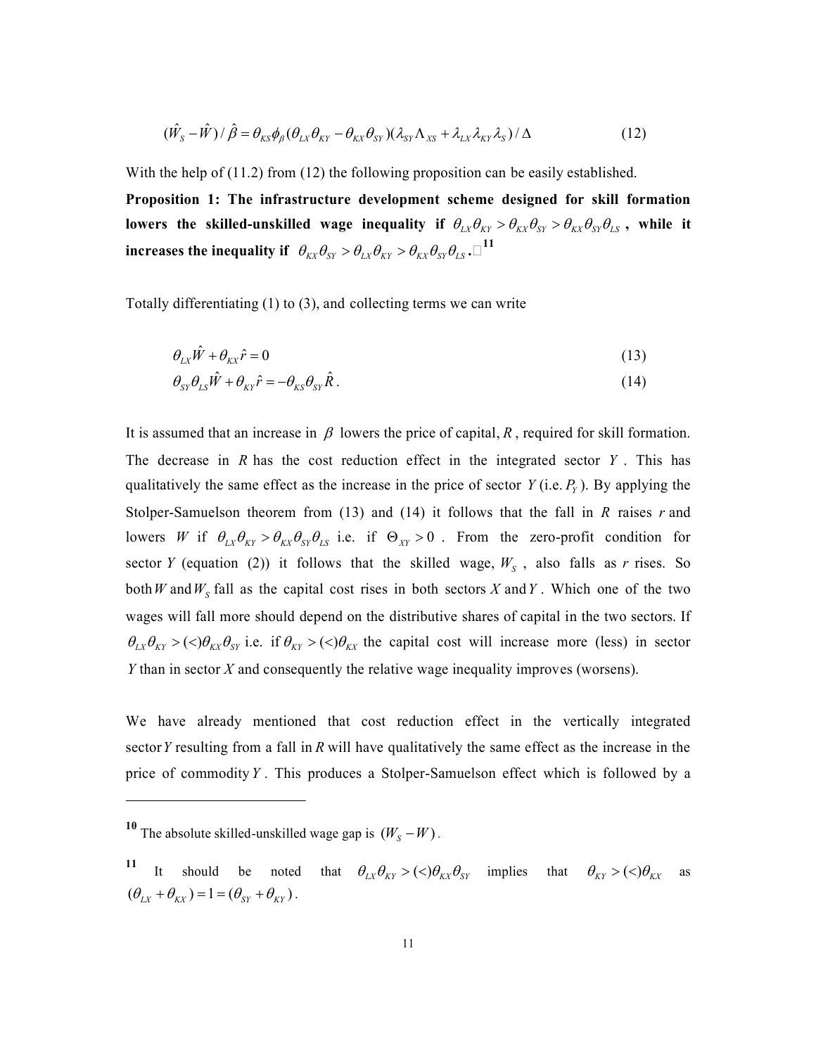$$(\hat{W}_S - \hat{W})/\hat{\beta} = \theta_{KS}\phi_{\beta}(\theta_{LX}\theta_{KY} - \theta_{KX}\theta_{SY})(\lambda_{SY}\Lambda_{XS} + \lambda_{LX}\lambda_{KY}\lambda_S)/\Delta \quad (12)$$

With the help of (11.2) from (12) the following proposition can be easily established.

**Proposition 1: The infrastructure development scheme designed for skill formation lowers the skilled-unskilled wage inequality if $\theta_{LX}\theta_{KY} > \theta_{KX}\theta_{SY} > \theta_{KX}\theta_{SY}\theta_{LS}$, while it increases the inequality if $\theta_{KX}\theta_{SY} > \theta_{LX}\theta_{KY} > \theta_{KX}\theta_{SY}\theta_{LS}$.**□[11]

Totally differentiating (1) to (3), and collecting terms we can write

$$\theta_{LX}\hat{W} + \theta_{KX}\hat{r} = 0 \quad (13)$$

$$\theta_{SY}\theta_{LS}\hat{W} + \theta_{KY}\hat{r} = -\theta_{KS}\theta_{SY}\hat{R}. \quad (14)$$

It is assumed that an increase in $\beta$ lowers the price of capital, $R$, required for skill formation. The decrease in $R$ has the cost reduction effect in the integrated sector $Y$. This has qualitatively the same effect as the increase in the price of sector $Y$ (i.e. $P_Y$). By applying the Stolper-Samuelson theorem from (13) and (14) it follows that the fall in $R$ raises $r$ and lowers $W$ if $\theta_{LX}\theta_{KY} > \theta_{KX}\theta_{SY}\theta_{LS}$ i.e. if $\Theta_{XY} > 0$. From the zero-profit condition for sector $Y$ (equation (2)) it follows that the skilled wage, $W_S$, also falls as $r$ rises. So both $W$ and $W_S$ fall as the capital cost rises in both sectors $X$ and $Y$. Which one of the two wages will fall more should depend on the distributive shares of capital in the two sectors. If $\theta_{LX}\theta_{KY} > (<)\theta_{KX}\theta_{SY}$ i.e. if $\theta_{KY} > (<)\theta_{KX}$ the capital cost will increase more (less) in sector $Y$ than in sector $X$ and consequently the relative wage inequality improves (worsens).

We have already mentioned that cost reduction effect in the vertically integrated sector $Y$ resulting from a fall in $R$ will have qualitatively the same effect as the increase in the price of commodity $Y$. This produces a Stolper-Samuelson effect which is followed by a

---

[10] The absolute skilled-unskilled wage gap is $(W_S - W)$.

[11] It should be noted that $\theta_{LX}\theta_{KY} > (<)\theta_{KX}\theta_{SY}$ implies that $\theta_{KY} > (<)\theta_{KX}$ as $(\theta_{LX} + \theta_{KX}) = 1 = (\theta_{SY} + \theta_{KY})$.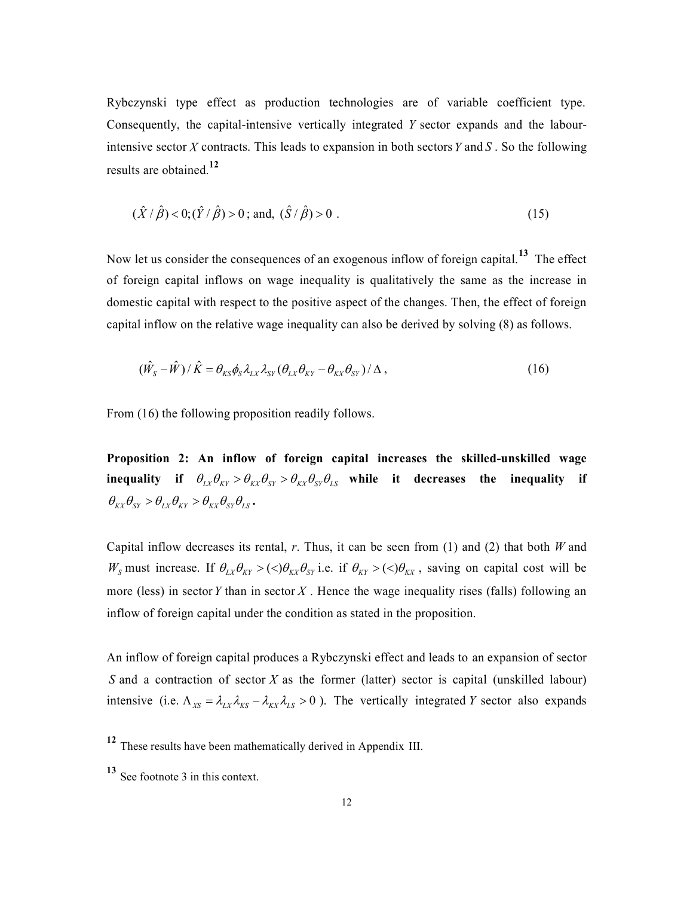Rybczynski type effect as production technologies are of variable coefficient type. Consequently, the capital-intensive vertically integrated $Y$ sector expands and the labour-intensive sector $X$ contracts. This leads to expansion in both sectors $Y$ and $S$. So the following results are obtained.[12]

$$(\hat{X}/\hat{\beta}) < 0; (\hat{Y}/\hat{\beta}) > 0 \text{; and, } (\hat{S}/\hat{\beta}) > 0 \text{ .} \tag{15}$$

Now let us consider the consequences of an exogenous inflow of foreign capital.[13] The effect of foreign capital inflows on wage inequality is qualitatively the same as the increase in domestic capital with respect to the positive aspect of the changes. Then, the effect of foreign capital inflow on the relative wage inequality can also be derived by solving (8) as follows.

$$(\hat{W}_S - \hat{W})/\hat{K} = \theta_{KS}\phi_S \lambda_{LX}\lambda_{SY}(\theta_{LX}\theta_{KY} - \theta_{KX}\theta_{SY})/\Delta \text{ ,} \tag{16}$$

From (16) the following proposition readily follows.

**Proposition 2: An inflow of foreign capital increases the skilled-unskilled wage inequality if $\theta_{LX}\theta_{KY} > \theta_{KX}\theta_{SY} > \theta_{KX}\theta_{SY}\theta_{LS}$ while it decreases the inequality if $\theta_{KX}\theta_{SY} > \theta_{LX}\theta_{KY} > \theta_{KX}\theta_{SY}\theta_{LS}$.**

Capital inflow decreases its rental, $r$. Thus, it can be seen from (1) and (2) that both $W$ and $W_S$ must increase. If $\theta_{LX}\theta_{KY} > (<)\theta_{KX}\theta_{SY}$ i.e. if $\theta_{KY} > (<)\theta_{KX}$, saving on capital cost will be more (less) in sector $Y$ than in sector $X$. Hence the wage inequality rises (falls) following an inflow of foreign capital under the condition as stated in the proposition.

An inflow of foreign capital produces a Rybczynski effect and leads to an expansion of sector $S$ and a contraction of sector $X$ as the former (latter) sector is capital (unskilled labour) intensive (i.e. $\Lambda_{XS} = \lambda_{LX}\lambda_{KS} - \lambda_{KX}\lambda_{LS} > 0$). The vertically integrated $Y$ sector also expands

[12] These results have been mathematically derived in Appendix III.

[13] See footnote 3 in this context.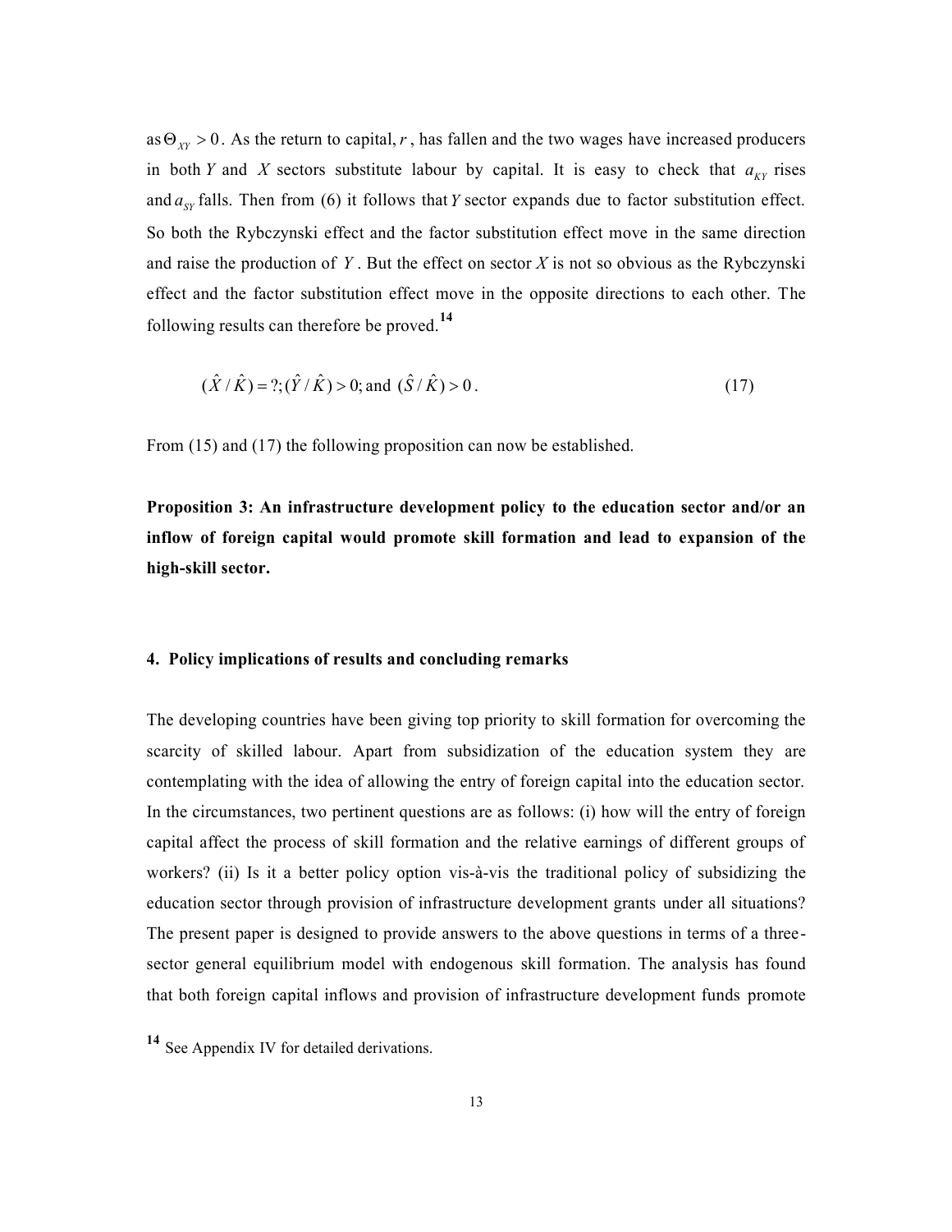as $\Theta_{XY} > 0$. As the return to capital, $r$, has fallen and the two wages have increased producers in both $Y$ and $X$ sectors substitute labour by capital. It is easy to check that $a_{KY}$ rises and $a_{SY}$ falls. Then from (6) it follows that $Y$ sector expands due to factor substitution effect. So both the Rybczynski effect and the factor substitution effect move in the same direction and raise the production of $Y$. But the effect on sector $X$ is not so obvious as the Rybczynski effect and the factor substitution effect move in the opposite directions to each other. The following results can therefore be proved.[14]

$$(\hat{X}/\hat{K}) = ?; (\hat{Y}/\hat{K}) > 0; \text{and } (\hat{S}/\hat{K}) > 0. \tag{17}$$

From (15) and (17) the following proposition can now be established.

**Proposition 3: An infrastructure development policy to the education sector and/or an inflow of foreign capital would promote skill formation and lead to expansion of the high-skill sector.**

## 4. Policy implications of results and concluding remarks

The developing countries have been giving top priority to skill formation for overcoming the scarcity of skilled labour. Apart from subsidization of the education system they are contemplating with the idea of allowing the entry of foreign capital into the education sector. In the circumstances, two pertinent questions are as follows: (i) how will the entry of foreign capital affect the process of skill formation and the relative earnings of different groups of workers? (ii) Is it a better policy option vis-à-vis the traditional policy of subsidizing the education sector through provision of infrastructure development grants under all situations? The present paper is designed to provide answers to the above questions in terms of a three-sector general equilibrium model with endogenous skill formation. The analysis has found that both foreign capital inflows and provision of infrastructure development funds promote

[14] See Appendix IV for detailed derivations.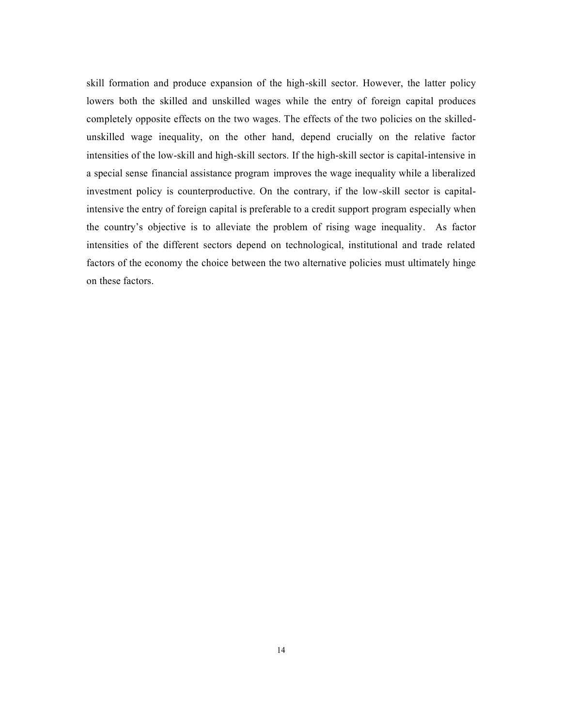skill formation and produce expansion of the high-skill sector. However, the latter policy lowers both the skilled and unskilled wages while the entry of foreign capital produces completely opposite effects on the two wages. The effects of the two policies on the skilled-unskilled wage inequality, on the other hand, depend crucially on the relative factor intensities of the low-skill and high-skill sectors. If the high-skill sector is capital-intensive in a special sense financial assistance program improves the wage inequality while a liberalized investment policy is counterproductive. On the contrary, if the low-skill sector is capital-intensive the entry of foreign capital is preferable to a credit support program especially when the country's objective is to alleviate the problem of rising wage inequality. As factor intensities of the different sectors depend on technological, institutional and trade related factors of the economy the choice between the two alternative policies must ultimately hinge on these factors.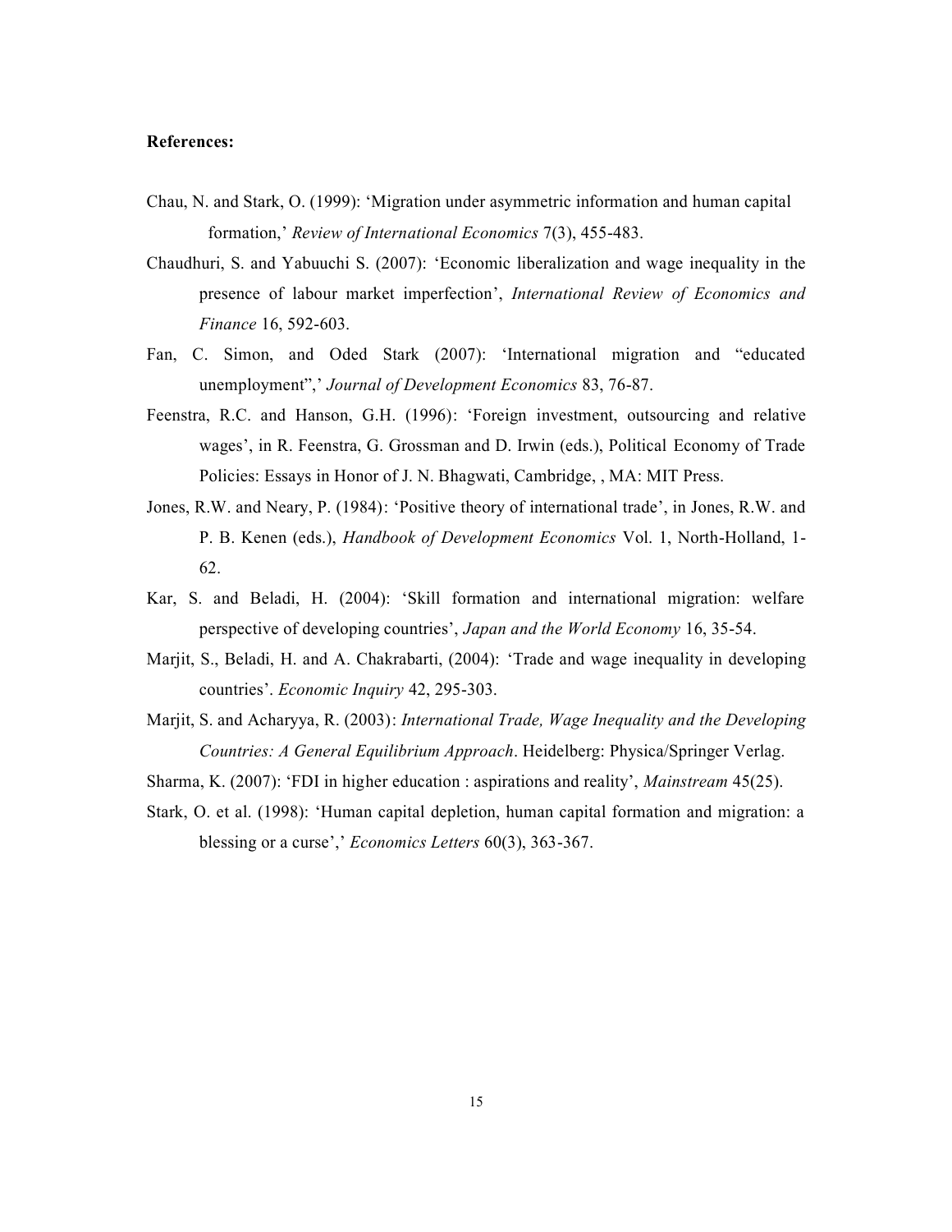**References:**

Chau, N. and Stark, O. (1999): 'Migration under asymmetric information and human capital formation,' *Review of International Economics* 7(3), 455-483.

Chaudhuri, S. and Yabuuchi S. (2007): 'Economic liberalization and wage inequality in the presence of labour market imperfection', *International Review of Economics and Finance* 16, 592-603.

Fan, C. Simon, and Oded Stark (2007): 'International migration and "educated unemployment",' *Journal of Development Economics* 83, 76-87.

Feenstra, R.C. and Hanson, G.H. (1996): 'Foreign investment, outsourcing and relative wages', in R. Feenstra, G. Grossman and D. Irwin (eds.), Political Economy of Trade Policies: Essays in Honor of J. N. Bhagwati, Cambridge, , MA: MIT Press.

Jones, R.W. and Neary, P. (1984): 'Positive theory of international trade', in Jones, R.W. and P. B. Kenen (eds.), *Handbook of Development Economics* Vol. 1, North-Holland, 1-62.

Kar, S. and Beladi, H. (2004): 'Skill formation and international migration: welfare perspective of developing countries', *Japan and the World Economy* 16, 35-54.

Marjit, S., Beladi, H. and A. Chakrabarti, (2004): 'Trade and wage inequality in developing countries'. *Economic Inquiry* 42, 295-303.

Marjit, S. and Acharyya, R. (2003): *International Trade, Wage Inequality and the Developing Countries: A General Equilibrium Approach*. Heidelberg: Physica/Springer Verlag.

Sharma, K. (2007): 'FDI in higher education : aspirations and reality', *Mainstream* 45(25).

Stark, O. et al. (1998): 'Human capital depletion, human capital formation and migration: a blessing or a curse',' *Economics Letters* 60(3), 363-367.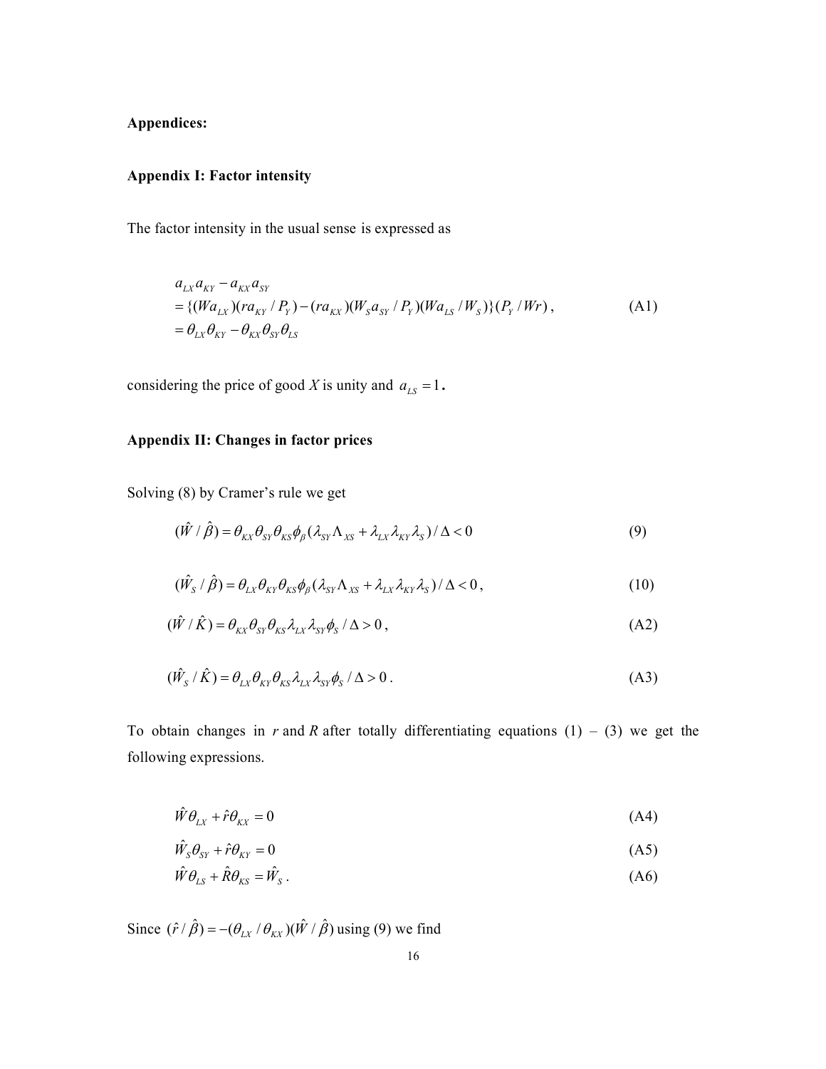**Appendices:**

**Appendix I: Factor intensity**

The factor intensity in the usual sense is expressed as

$$
\begin{aligned}
& a_{LX} a_{KY} - a_{KX} a_{SY} \\
&= \{(Wa_{LX})(ra_{KY} / P_Y) - (ra_{KX})(W_S a_{SY} / P_Y)(Wa_{LS} / W_S)\}(P_Y / Wr), \\
&= \theta_{LX} \theta_{KY} - \theta_{KX} \theta_{SY} \theta_{LS}
\end{aligned}
\tag{A1}
$$

considering the price of good $X$ is unity and $a_{LS} = 1$.

**Appendix II: Changes in factor prices**

Solving (8) by Cramer's rule we get

$$
(\hat{W} / \hat{\beta}) = \theta_{KX} \theta_{SY} \theta_{KS} \phi_{\beta} (\lambda_{SY} \Lambda_{XS} + \lambda_{LX} \lambda_{KY} \lambda_S) / \Delta < 0 \tag{9}
$$

$$
(\hat{W}_S / \hat{\beta}) = \theta_{LX} \theta_{KY} \theta_{KS} \phi_{\beta} (\lambda_{SY} \Lambda_{XS} + \lambda_{LX} \lambda_{KY} \lambda_S) / \Delta < 0, \tag{10}
$$

$$
(\hat{W} / \hat{K}) = \theta_{KX} \theta_{SY} \theta_{KS} \lambda_{LX} \lambda_{SY} \phi_S / \Delta > 0, \tag{A2}
$$

$$
(\hat{W}_S / \hat{K}) = \theta_{LX} \theta_{KY} \theta_{KS} \lambda_{LX} \lambda_{SY} \phi_S / \Delta > 0. \tag{A3}
$$

To obtain changes in $r$ and $R$ after totally differentiating equations (1) – (3) we get the following expressions.

$$
\hat{W} \theta_{LX} + \hat{r} \theta_{KX} = 0 \tag{A4}
$$

$$
\hat{W}_S \theta_{SY} + \hat{r} \theta_{KY} = 0 \tag{A5}
$$

$$
\hat{W} \theta_{LS} + \hat{R} \theta_{KS} = \hat{W}_S. \tag{A6}
$$

Since $(\hat{r} / \hat{\beta}) = -(\theta_{LX} / \theta_{KX})(\hat{W} / \hat{\beta})$ using (9) we find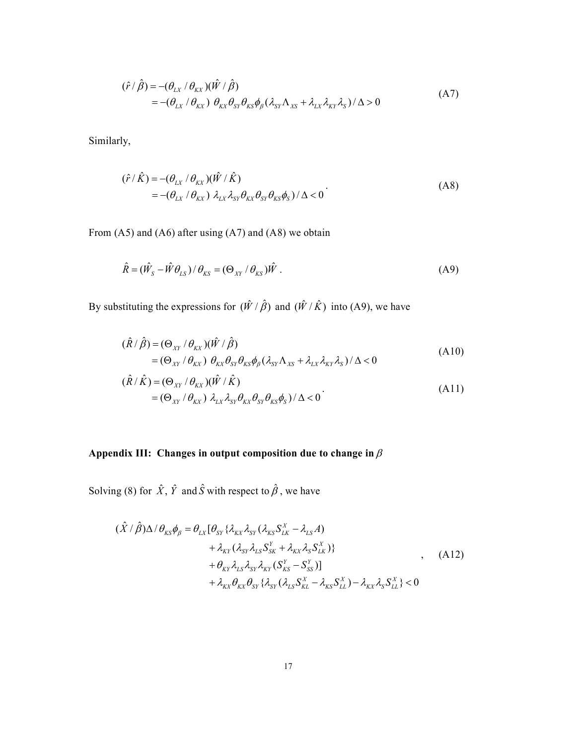$$
\begin{aligned}
(\hat{r}/\hat{\beta}) &= -(\theta_{LX}/\theta_{KX})(\hat{W}/\hat{\beta}) \\
&= -(\theta_{LX}/\theta_{KX})\ \theta_{KX}\theta_{SY}\theta_{KS}\phi_{\beta}(\lambda_{SY}\Lambda_{XS} + \lambda_{LX}\lambda_{KY}\lambda_{S})/\Delta > 0
\end{aligned} \tag{A7}
$$

Similarly,

$$
\begin{aligned}
(\hat{r}/\hat{K}) &= -(\theta_{LX}/\theta_{KX})(\hat{W}/\hat{K}) \\
&= -(\theta_{LX}/\theta_{KX})\ \lambda_{LX}\lambda_{SY}\theta_{KX}\theta_{SY}\theta_{KS}\phi_{S})/\Delta < 0
\end{aligned} \tag{A8}
$$

From (A5) and (A6) after using (A7) and (A8) we obtain

$$
\hat{R} = (\hat{W}_S - \hat{W}\theta_{LS})/\theta_{KS} = (\Theta_{XY}/\theta_{KS})\hat{W}\ . \tag{A9}
$$

By substituting the expressions for $(\hat{W}/\hat{\beta})$ and $(\hat{W}/\hat{K})$ into (A9), we have

$$
\begin{aligned}
(\hat{R}/\hat{\beta}) &= (\Theta_{XY}/\theta_{KX})(\hat{W}/\hat{\beta}) \\
&= (\Theta_{XY}/\theta_{KX})\ \theta_{KX}\theta_{SY}\theta_{KS}\phi_{\beta}(\lambda_{SY}\Lambda_{XS} + \lambda_{LX}\lambda_{KY}\lambda_{S})/\Delta < 0
\end{aligned} \tag{A10}
$$

$$
\begin{aligned}
(\hat{R}/\hat{K}) &= (\Theta_{XY}/\theta_{KX})(\hat{W}/\hat{K}) \\
&= (\Theta_{XY}/\theta_{KX})\ \lambda_{LX}\lambda_{SY}\theta_{KX}\theta_{SY}\theta_{KS}\phi_{S})/\Delta < 0
\end{aligned} \tag{A11}
$$

## Appendix III: Changes in output composition due to change in $\beta$

Solving (8) for $\hat{X}$, $\hat{Y}$ and $\hat{S}$ with respect to $\hat{\beta}$, we have

$$
\begin{aligned}
(\hat{X}/\hat{\beta})\Delta/\theta_{KS}\phi_{\beta} = \theta_{LX}[&\theta_{SY}\{\lambda_{KX}\lambda_{SY}(\lambda_{KS}S^{X}_{LK} - \lambda_{LS}A) \\
&+ \lambda_{KY}(\lambda_{SY}\lambda_{LS}S^{Y}_{SK} + \lambda_{KX}\lambda_{S}S^{X}_{LK})\} \\
&+ \theta_{KY}\lambda_{LS}\lambda_{SY}\lambda_{KY}(S^{Y}_{KS} - S^{Y}_{SS})] \\
&+ \lambda_{KX}\theta_{KX}\theta_{SY}\{\lambda_{SY}(\lambda_{LS}S^{X}_{KL} - \lambda_{KS}S^{X}_{LL}) - \lambda_{KX}\lambda_{S}S^{X}_{LL}\} < 0
\end{aligned} \tag{A12}
$$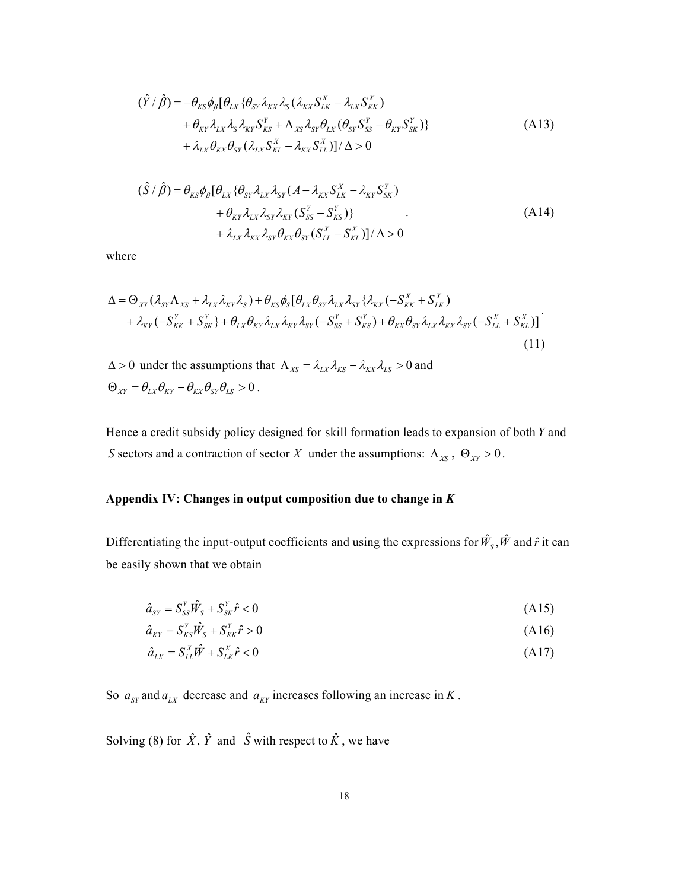$$
\begin{aligned}
(\hat{Y}/\hat{\beta}) = -\theta_{KS}\phi_{\beta}[\theta_{LX}\{&\theta_{SY}\lambda_{KX}\lambda_{S}(\lambda_{KX}S_{LK}^{X} - \lambda_{LX}S_{KK}^{X}) \\
&+ \theta_{KY}\lambda_{LX}\lambda_{S}\lambda_{KY}S_{KS}^{Y} + \Lambda_{XS}\lambda_{SY}\theta_{LX}(\theta_{SY}S_{SS}^{Y} - \theta_{KY}S_{SK}^{Y})\} \\
&+ \lambda_{LX}\theta_{KX}\theta_{SY}(\lambda_{LX}S_{KL}^{X} - \lambda_{KX}S_{LL}^{X})]/\Delta > 0
\end{aligned} \tag{A13}
$$

$$
\begin{aligned}
(\hat{S}/\hat{\beta}) = \theta_{KS}\phi_{\beta}[\theta_{LX}\{&\theta_{SY}\lambda_{LX}\lambda_{SY}(A - \lambda_{KX}S_{LK}^{X} - \lambda_{KY}S_{SK}^{Y}) \\
&+ \theta_{KY}\lambda_{LX}\lambda_{SY}\lambda_{KY}(S_{SS}^{Y} - S_{KS}^{Y})\} \\
&+ \lambda_{LX}\lambda_{KX}\lambda_{SY}\theta_{KX}\theta_{SY}(S_{LL}^{X} - S_{KL}^{X})]/\Delta > 0
\end{aligned} \tag{A14}
$$

where

$$
\begin{aligned}
\Delta = \Theta_{XY}(\lambda_{SY}\Lambda_{XS} + \lambda_{LX}\lambda_{KY}\lambda_{S}) + \theta_{KS}\phi_{S}[&\theta_{LX}\theta_{SY}\lambda_{LX}\lambda_{SY}\{\lambda_{KX}(-S_{KK}^{X} + S_{LK}^{X}) \\
+ \lambda_{KY}(-S_{KK}^{Y} + S_{SK}^{Y}\} &+ \theta_{LX}\theta_{KY}\lambda_{LX}\lambda_{KY}\lambda_{SY}(-S_{SS}^{Y} + S_{KS}^{Y}) + \theta_{KX}\theta_{SY}\lambda_{LX}\lambda_{KX}\lambda_{SY}(-S_{LL}^{X} + S_{KL}^{X})]
\end{aligned} \tag{11}
$$

$\Delta > 0$ under the assumptions that $\Lambda_{XS} = \lambda_{LX}\lambda_{KS} - \lambda_{KX}\lambda_{LS} > 0$ and $\Theta_{XY} = \theta_{LX}\theta_{KY} - \theta_{KX}\theta_{SY}\theta_{LS} > 0$.

Hence a credit subsidy policy designed for skill formation leads to expansion of both $Y$ and $S$ sectors and a contraction of sector $X$ under the assumptions: $\Lambda_{XS}$, $\Theta_{XY} > 0$.

## Appendix IV: Changes in output composition due to change in *K*

Differentiating the input-output coefficients and using the expressions for $\hat{W}_S, \hat{W}$ and $\hat{r}$ it can be easily shown that we obtain

$$\hat{a}_{SY} = S_{SS}^{Y}\hat{W}_{S} + S_{SK}^{Y}\hat{r} < 0 \tag{A15}$$

$$\hat{a}_{KY} = S_{KS}^{Y}\hat{W}_{S} + S_{KK}^{Y}\hat{r} > 0 \tag{A16}$$

$$\hat{a}_{LX} = S_{LL}^{X}\hat{W} + S_{LK}^{X}\hat{r} < 0 \tag{A17}$$

So $a_{SY}$ and $a_{LX}$ decrease and $a_{KY}$ increases following an increase in $K$.

Solving (8) for $\hat{X}$, $\hat{Y}$ and $\hat{S}$ with respect to $\hat{K}$, we have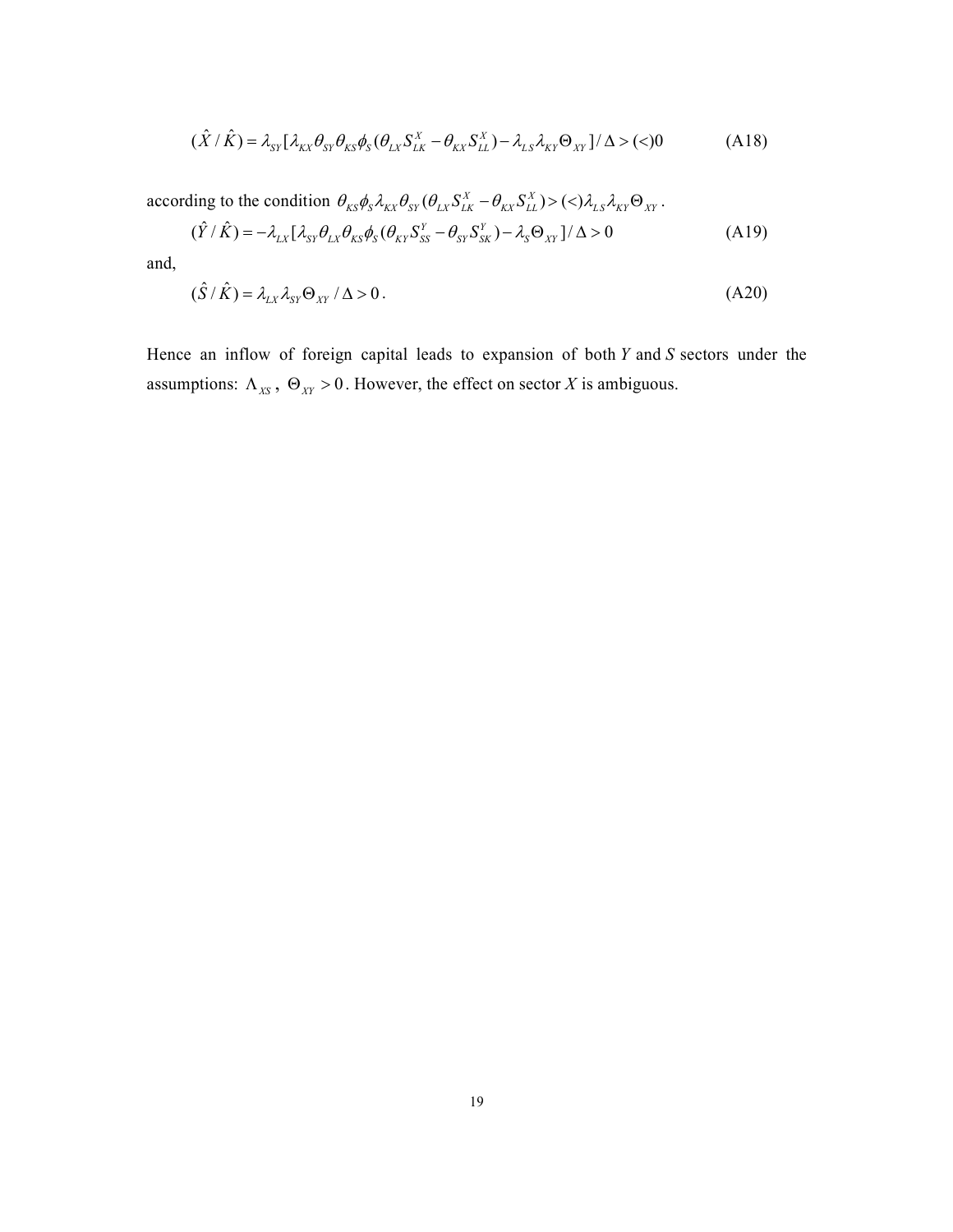$$(\hat{X}/\hat{K}) = \lambda_{SY}[\lambda_{KX}\theta_{SY}\theta_{KS}\phi_S(\theta_{LX}S_{LK}^X - \theta_{KX}S_{LL}^X) - \lambda_{LS}\lambda_{KY}\Theta_{XY}]/\Delta > (<)0 \tag{A18}$$

according to the condition $\theta_{KS}\phi_S\lambda_{KX}\theta_{SY}(\theta_{LX}S_{LK}^X - \theta_{KX}S_{LL}^X) > (<)\lambda_{LS}\lambda_{KY}\Theta_{XY}$.

$$(\hat{Y}/\hat{K}) = -\lambda_{LX}[\lambda_{SY}\theta_{LX}\theta_{KS}\phi_S(\theta_{KY}S_{SS}^Y - \theta_{SY}S_{SK}^Y) - \lambda_S\Theta_{XY}]/\Delta > 0 \tag{A19}$$

and,

$$(\hat{S}/\hat{K}) = \lambda_{LX}\lambda_{SY}\Theta_{XY}/\Delta > 0\,. \tag{A20}$$

Hence an inflow of foreign capital leads to expansion of both *Y* and *S* sectors under the assumptions: $\Lambda_{XS}$, $\Theta_{XY} > 0$. However, the effect on sector *X* is ambiguous.